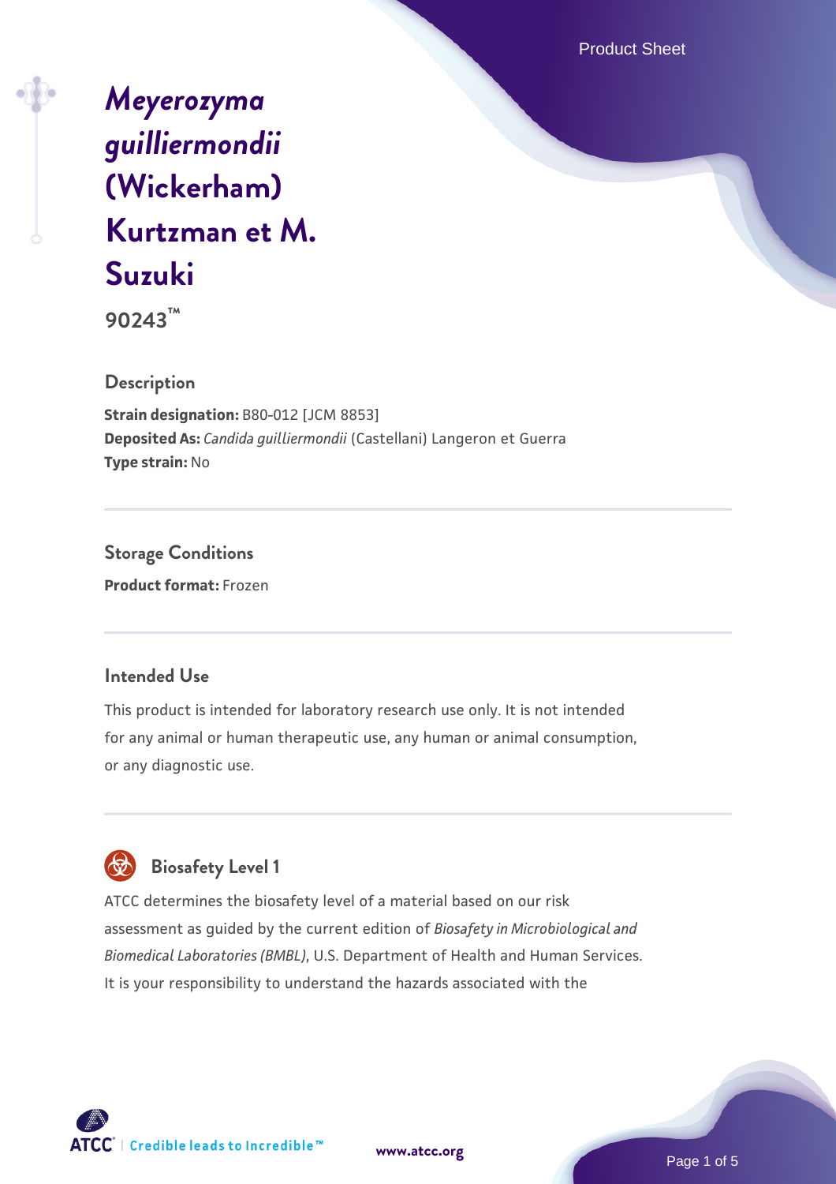# *Meyerozyma guilliermondii* (Wickerham) Kurtzman et M. Suzuki

**90243™**

## Description

**Strain designation:** B80-012 [JCM 8853]
**Deposited As:** *Candida guilliermondii* (Castellani) Langeron et Guerra
**Type strain:** No

## Storage Conditions

**Product format:** Frozen

## Intended Use

This product is intended for laboratory research use only. It is not intended for any animal or human therapeutic use, any human or animal consumption, or any diagnostic use.

## Biosafety Level 1

ATCC determines the biosafety level of a material based on our risk assessment as guided by the current edition of *Biosafety in Microbiological and Biomedical Laboratories (BMBL)*, U.S. Department of Health and Human Services. It is your responsibility to understand the hazards associated with the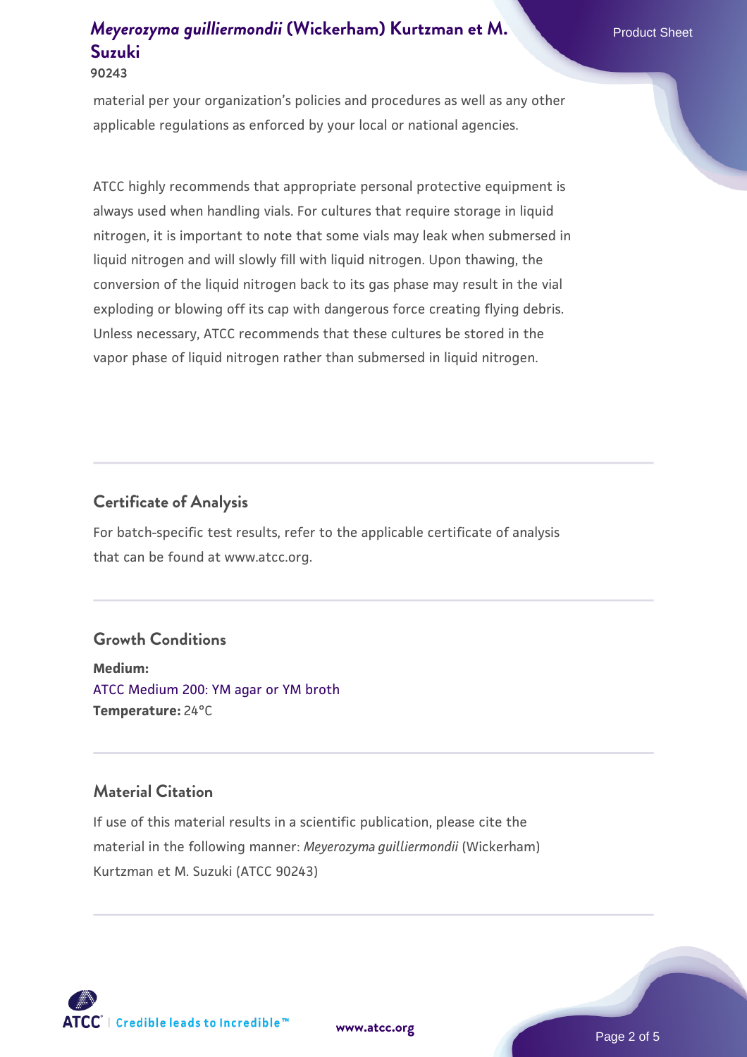material per your organization's policies and procedures as well as any other applicable regulations as enforced by your local or national agencies.

ATCC highly recommends that appropriate personal protective equipment is always used when handling vials. For cultures that require storage in liquid nitrogen, it is important to note that some vials may leak when submersed in liquid nitrogen and will slowly fill with liquid nitrogen. Upon thawing, the conversion of the liquid nitrogen back to its gas phase may result in the vial exploding or blowing off its cap with dangerous force creating flying debris. Unless necessary, ATCC recommends that these cultures be stored in the vapor phase of liquid nitrogen rather than submersed in liquid nitrogen.

## Certificate of Analysis

For batch-specific test results, refer to the applicable certificate of analysis that can be found at www.atcc.org.

## Growth Conditions

**Medium:**
ATCC Medium 200: YM agar or YM broth
**Temperature:** 24°C

## Material Citation

If use of this material results in a scientific publication, please cite the material in the following manner: *Meyerozyma guilliermondii* (Wickerham) Kurtzman et M. Suzuki (ATCC 90243)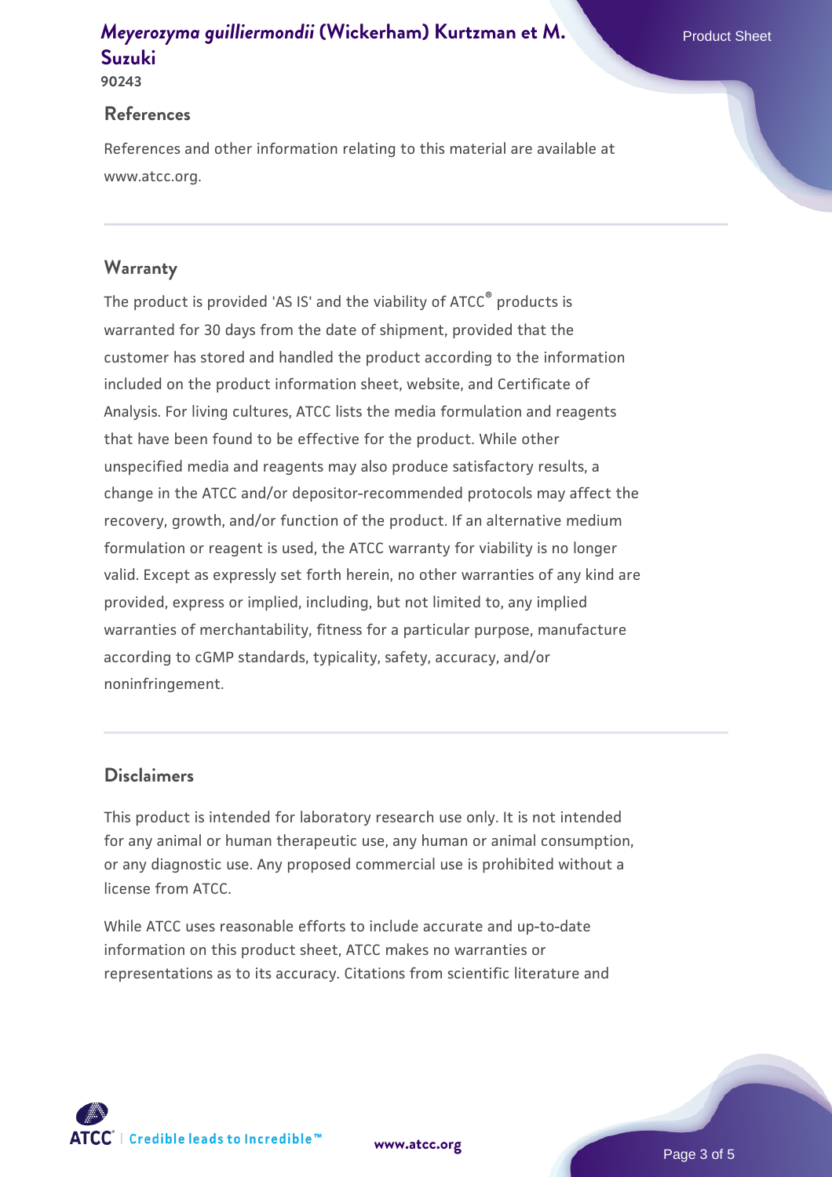## References

References and other information relating to this material are available at www.atcc.org.

## Warranty

The product is provided 'AS IS' and the viability of ATCC® products is warranted for 30 days from the date of shipment, provided that the customer has stored and handled the product according to the information included on the product information sheet, website, and Certificate of Analysis. For living cultures, ATCC lists the media formulation and reagents that have been found to be effective for the product. While other unspecified media and reagents may also produce satisfactory results, a change in the ATCC and/or depositor-recommended protocols may affect the recovery, growth, and/or function of the product. If an alternative medium formulation or reagent is used, the ATCC warranty for viability is no longer valid. Except as expressly set forth herein, no other warranties of any kind are provided, express or implied, including, but not limited to, any implied warranties of merchantability, fitness for a particular purpose, manufacture according to cGMP standards, typicality, safety, accuracy, and/or noninfringement.

## Disclaimers

This product is intended for laboratory research use only. It is not intended for any animal or human therapeutic use, any human or animal consumption, or any diagnostic use. Any proposed commercial use is prohibited without a license from ATCC.

While ATCC uses reasonable efforts to include accurate and up-to-date information on this product sheet, ATCC makes no warranties or representations as to its accuracy. Citations from scientific literature and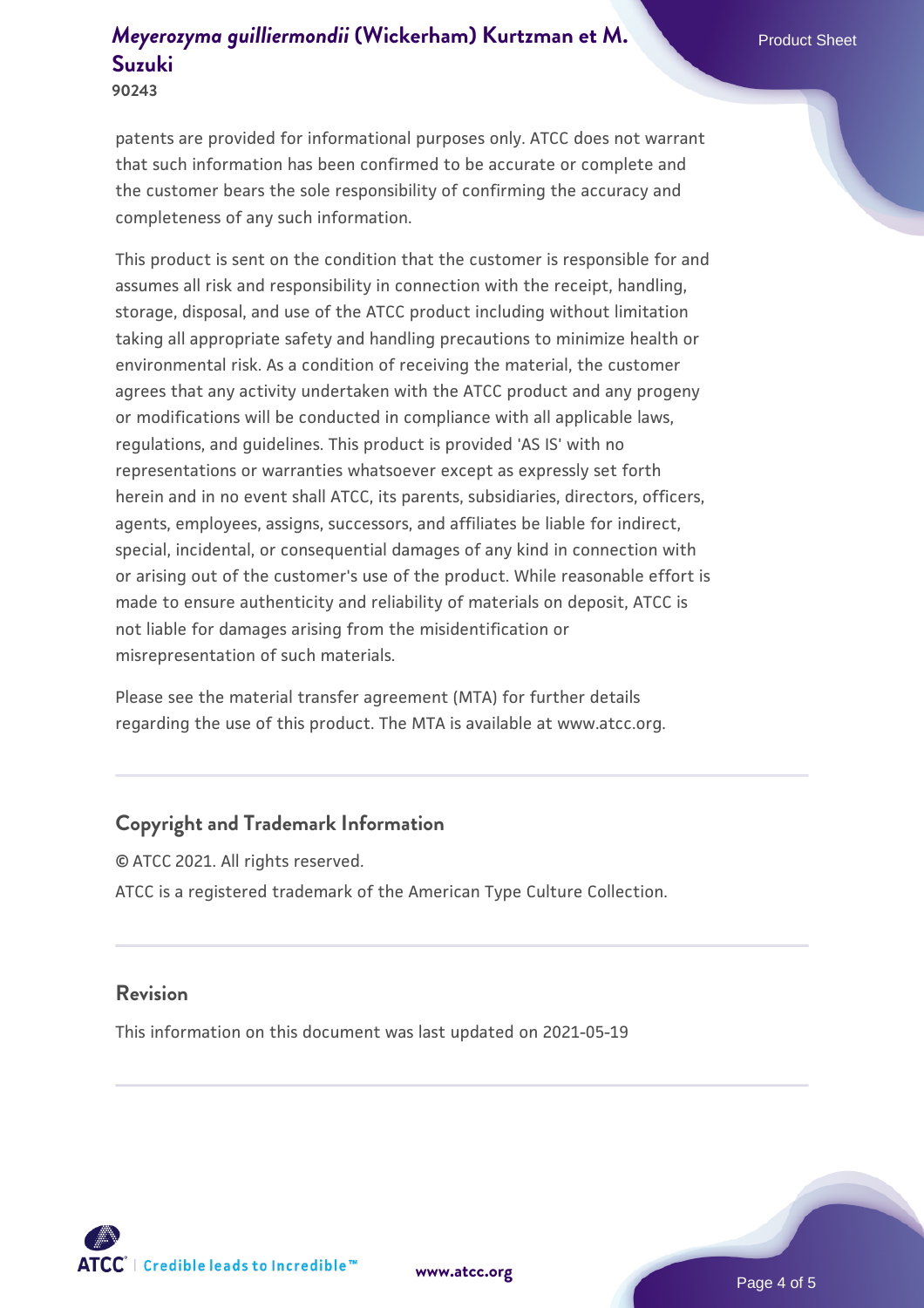patents are provided for informational purposes only. ATCC does not warrant that such information has been confirmed to be accurate or complete and the customer bears the sole responsibility of confirming the accuracy and completeness of any such information.

This product is sent on the condition that the customer is responsible for and assumes all risk and responsibility in connection with the receipt, handling, storage, disposal, and use of the ATCC product including without limitation taking all appropriate safety and handling precautions to minimize health or environmental risk. As a condition of receiving the material, the customer agrees that any activity undertaken with the ATCC product and any progeny or modifications will be conducted in compliance with all applicable laws, regulations, and guidelines. This product is provided 'AS IS' with no representations or warranties whatsoever except as expressly set forth herein and in no event shall ATCC, its parents, subsidiaries, directors, officers, agents, employees, assigns, successors, and affiliates be liable for indirect, special, incidental, or consequential damages of any kind in connection with or arising out of the customer's use of the product. While reasonable effort is made to ensure authenticity and reliability of materials on deposit, ATCC is not liable for damages arising from the misidentification or misrepresentation of such materials.

Please see the material transfer agreement (MTA) for further details regarding the use of this product. The MTA is available at www.atcc.org.

## Copyright and Trademark Information

© ATCC 2021. All rights reserved.

ATCC is a registered trademark of the American Type Culture Collection.

## Revision

This information on this document was last updated on 2021-05-19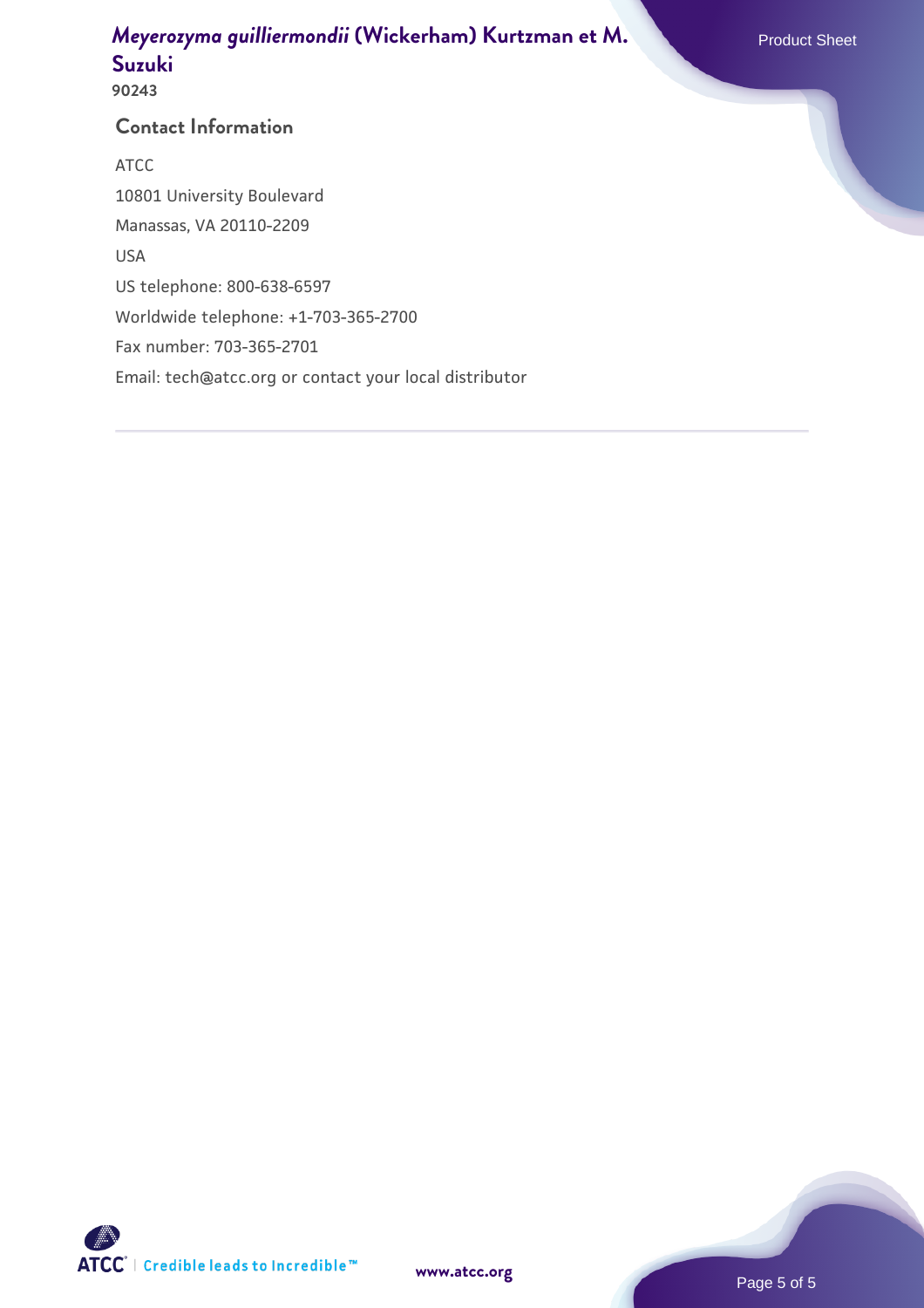## Contact Information

ATCC

10801 University Boulevard

Manassas, VA 20110-2209

USA

US telephone: 800-638-6597

Worldwide telephone: +1-703-365-2700

Fax number: 703-365-2701

Email: tech@atcc.org or contact your local distributor